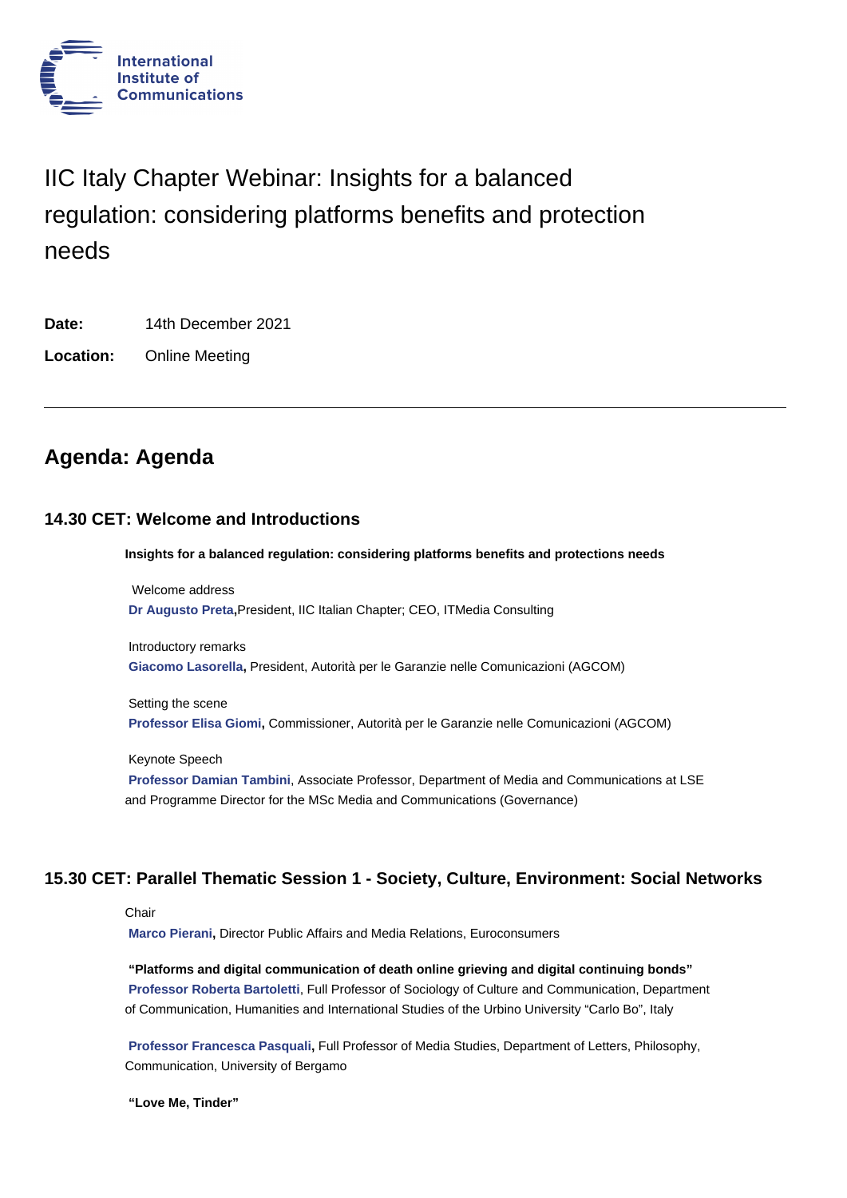International Institute of Communications

# IIC Italy Chapter Webinar: Insights for a balanced regulation: considering platforms benefits and protection needs

**Date:** 14th December 2021

**Location:** Online Meeting

---

## Agenda: Agenda

### 14.30 CET: Welcome and Introductions

**Insights for a balanced regulation: considering platforms benefits and protections needs**

Welcome address
**Dr Augusto Preta,** President, IIC Italian Chapter; CEO, ITMedia Consulting

Introductory remarks
**Giacomo Lasorella,** President, Autorità per le Garanzie nelle Comunicazioni (AGCOM)

Setting the scene
**Professor Elisa Giomi,** Commissioner, Autorità per le Garanzie nelle Comunicazioni (AGCOM)

Keynote Speech
**Professor Damian Tambini**, Associate Professor, Department of Media and Communications at LSE and Programme Director for the MSc Media and Communications (Governance)

### 15.30 CET: Parallel Thematic Session 1 - Society, Culture, Environment: Social Networks

Chair
**Marco Pierani,** Director Public Affairs and Media Relations, Euroconsumers

**"Platforms and digital communication of death online grieving and digital continuing bonds"**
**Professor Roberta Bartoletti**, Full Professor of Sociology of Culture and Communication, Department of Communication, Humanities and International Studies of the Urbino University "Carlo Bo", Italy

**Professor Francesca Pasquali,** Full Professor of Media Studies, Department of Letters, Philosophy, Communication, University of Bergamo

**"Love Me, Tinder"**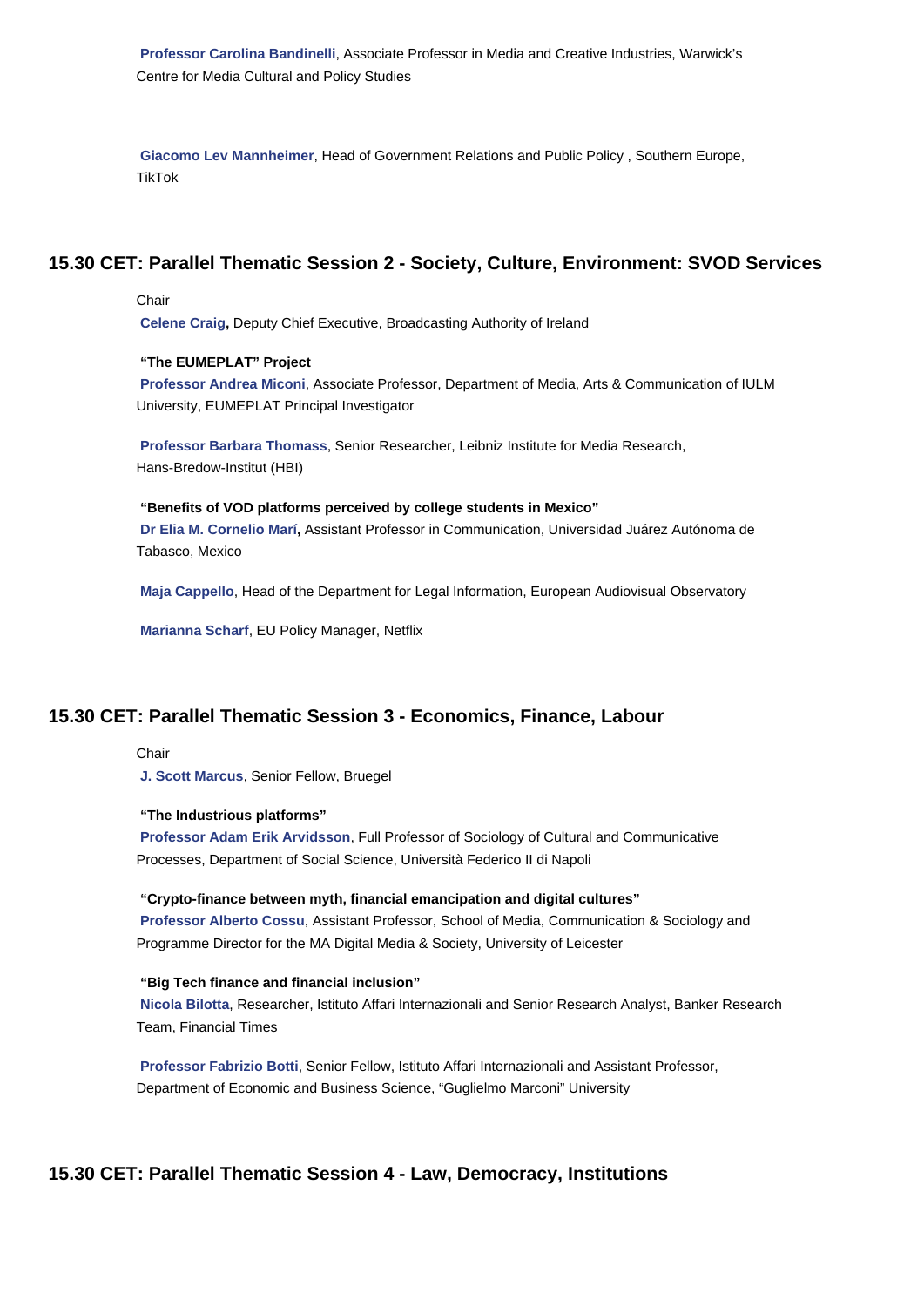**Professor Carolina Bandinelli**, Associate Professor in Media and Creative Industries, Warwick's Centre for Media Cultural and Policy Studies

**Giacomo Lev Mannheimer**, Head of Government Relations and Public Policy , Southern Europe, TikTok

## 15.30 CET: Parallel Thematic Session 2 - Society, Culture, Environment: SVOD Services

Chair

**Celene Craig,** Deputy Chief Executive, Broadcasting Authority of Ireland

**"The EUMEPLAT" Project**

**Professor Andrea Miconi**, Associate Professor, Department of Media, Arts & Communication of IULM University, EUMEPLAT Principal Investigator

**Professor Barbara Thomass**, Senior Researcher, Leibniz Institute for Media Research, Hans-Bredow-Institut (HBI)

**"Benefits of VOD platforms perceived by college students in Mexico"**

**Dr Elia M. Cornelio Marí,** Assistant Professor in Communication, Universidad Juárez Autónoma de Tabasco, Mexico

**Maja Cappello**, Head of the Department for Legal Information, European Audiovisual Observatory

**Marianna Scharf**, EU Policy Manager, Netflix

## 15.30 CET: Parallel Thematic Session 3 - Economics, Finance, Labour

Chair

**J. Scott Marcus**, Senior Fellow, Bruegel

**"The Industrious platforms"**

**Professor Adam Erik Arvidsson**, Full Professor of Sociology of Cultural and Communicative Processes, Department of Social Science, Università Federico II di Napoli

**"Crypto-finance between myth, financial emancipation and digital cultures"**

**Professor Alberto Cossu**, Assistant Professor, School of Media, Communication & Sociology and Programme Director for the MA Digital Media & Society, University of Leicester

**"Big Tech finance and financial inclusion"**

**Nicola Bilotta**, Researcher, Istituto Affari Internazionali and Senior Research Analyst, Banker Research Team, Financial Times

**Professor Fabrizio Botti**, Senior Fellow, Istituto Affari Internazionali and Assistant Professor, Department of Economic and Business Science, "Guglielmo Marconi" University

## 15.30 CET: Parallel Thematic Session 4 - Law, Democracy, Institutions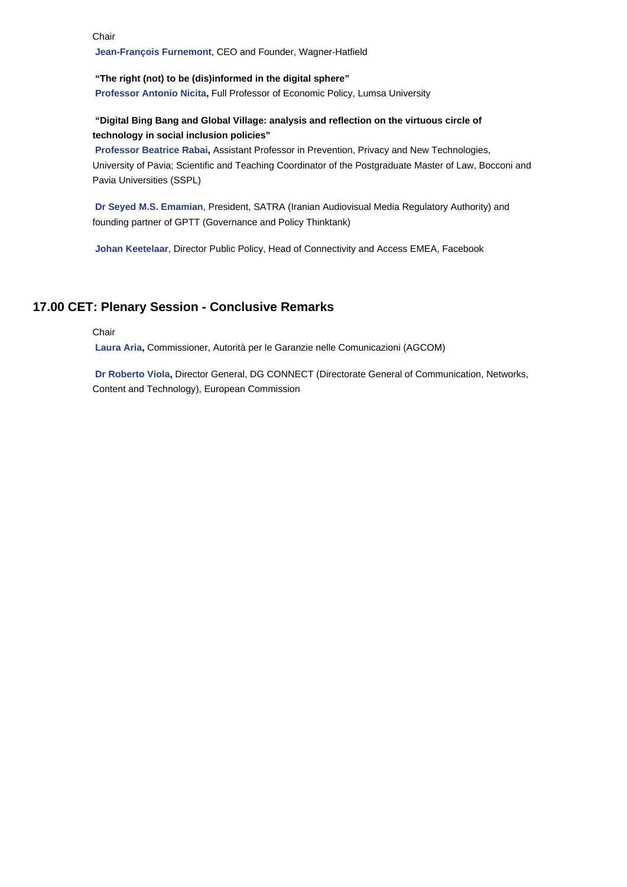Chair

**Jean-François Furnemont**, CEO and Founder, Wagner-Hatfield

**"The right (not) to be (dis)informed in the digital sphere"**

**Professor Antonio Nicita,** Full Professor of Economic Policy, Lumsa University

**"Digital Bing Bang and Global Village: analysis and reflection on the virtuous circle of technology in social inclusion policies"**

**Professor Beatrice Rabai,** Assistant Professor in Prevention, Privacy and New Technologies, University of Pavia; Scientific and Teaching Coordinator of the Postgraduate Master of Law, Bocconi and Pavia Universities (SSPL)

**Dr Seyed M.S. Emamian**, President, SATRA (Iranian Audiovisual Media Regulatory Authority) and founding partner of GPTT (Governance and Policy Thinktank)

**Johan Keetelaar**, Director Public Policy, Head of Connectivity and Access EMEA, Facebook

## 17.00 CET: Plenary Session - Conclusive Remarks

Chair

**Laura Aria,** Commissioner, Autorità per le Garanzie nelle Comunicazioni (AGCOM)

**Dr Roberto Viola,** Director General, DG CONNECT (Directorate General of Communication, Networks, Content and Technology), European Commission